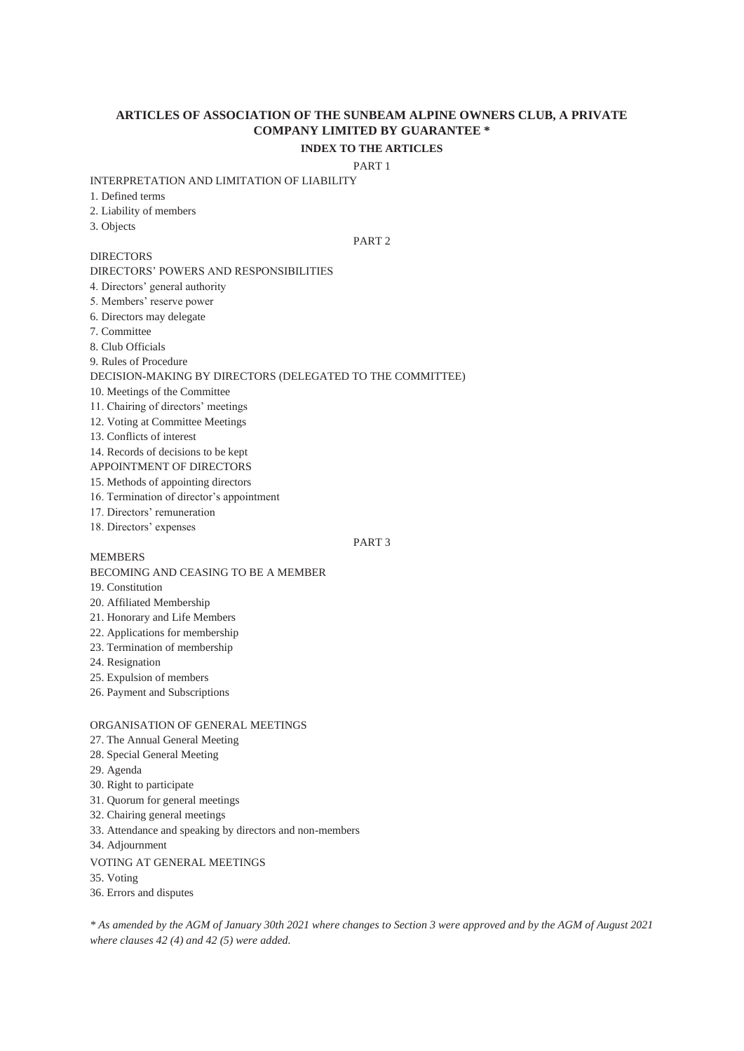# ARTICLES OF ASSOCIATION OF THE SUNBEAM ALPINE OWNERS CLUB, A PRIVATE COMPANY LIMITED BY GUARANTEE *

## INDEX TO THE ARTICLES

PART 1

INTERPRETATION AND LIMITATION OF LIABILITY

1. Defined terms
2. Liability of members
3. Objects

PART 2

DIRECTORS

DIRECTORS' POWERS AND RESPONSIBILITIES

4. Directors' general authority
5. Members' reserve power
6. Directors may delegate
7. Committee
8. Club Officials
9. Rules of Procedure

DECISION-MAKING BY DIRECTORS (DELEGATED TO THE COMMITTEE)

10. Meetings of the Committee
11. Chairing of directors' meetings
12. Voting at Committee Meetings
13. Conflicts of interest
14. Records of decisions to be kept

APPOINTMENT OF DIRECTORS

15. Methods of appointing directors
16. Termination of director's appointment
17. Directors' remuneration
18. Directors' expenses

PART 3

MEMBERS

BECOMING AND CEASING TO BE A MEMBER

19. Constitution
20. Affiliated Membership
21. Honorary and Life Members
22. Applications for membership
23. Termination of membership
24. Resignation
25. Expulsion of members
26. Payment and Subscriptions

ORGANISATION OF GENERAL MEETINGS

27. The Annual General Meeting
28. Special General Meeting
29. Agenda
30. Right to participate
31. Quorum for general meetings
32. Chairing general meetings
33. Attendance and speaking by directors and non-members
34. Adjournment

VOTING AT GENERAL MEETINGS

35. Voting
36. Errors and disputes

*\* As amended by the AGM of January 30th 2021 where changes to Section 3 were approved and by the AGM of August 2021 where clauses 42 (4) and 42 (5) were added.*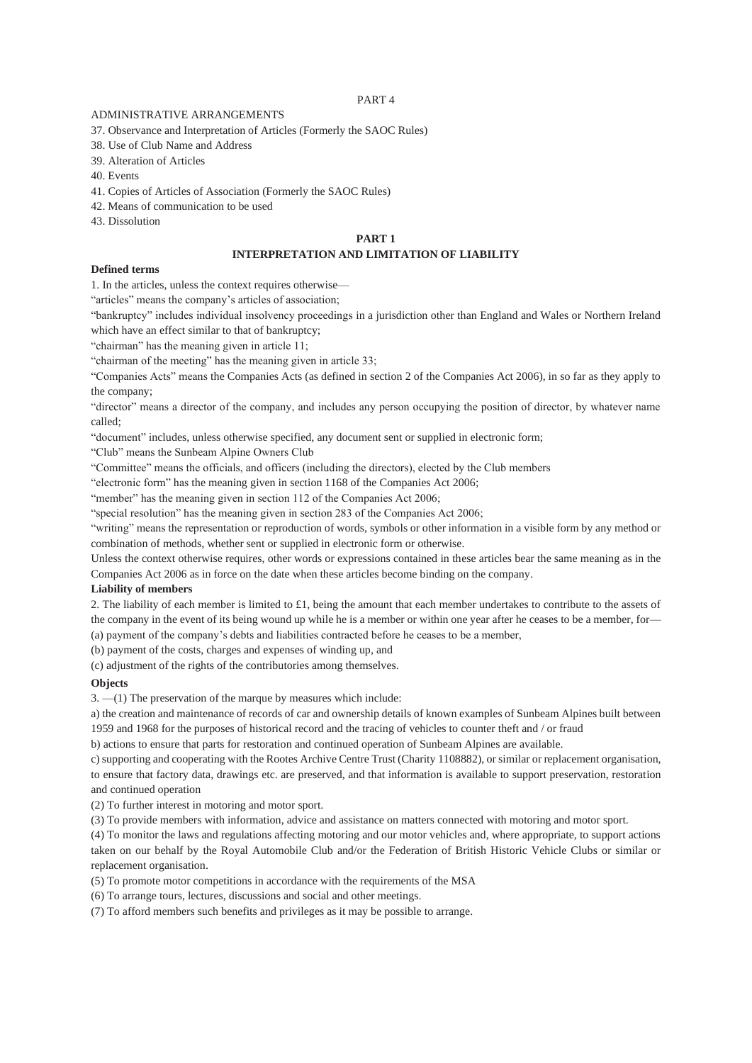PART 4

ADMINISTRATIVE ARRANGEMENTS

37. Observance and Interpretation of Articles (Formerly the SAOC Rules)
38. Use of Club Name and Address
39. Alteration of Articles
40. Events
41. Copies of Articles of Association (Formerly the SAOC Rules)
42. Means of communication to be used
43. Dissolution

## PART 1

## INTERPRETATION AND LIMITATION OF LIABILITY

**Defined terms**

1. In the articles, unless the context requires otherwise—

"articles" means the company's articles of association;

"bankruptcy" includes individual insolvency proceedings in a jurisdiction other than England and Wales or Northern Ireland which have an effect similar to that of bankruptcy;

"chairman" has the meaning given in article 11;

"chairman of the meeting" has the meaning given in article 33;

"Companies Acts" means the Companies Acts (as defined in section 2 of the Companies Act 2006), in so far as they apply to the company;

"director" means a director of the company, and includes any person occupying the position of director, by whatever name called;

"document" includes, unless otherwise specified, any document sent or supplied in electronic form;

"Club" means the Sunbeam Alpine Owners Club

"Committee" means the officials, and officers (including the directors), elected by the Club members

"electronic form" has the meaning given in section 1168 of the Companies Act 2006;

"member" has the meaning given in section 112 of the Companies Act 2006;

"special resolution" has the meaning given in section 283 of the Companies Act 2006;

"writing" means the representation or reproduction of words, symbols or other information in a visible form by any method or combination of methods, whether sent or supplied in electronic form or otherwise.

Unless the context otherwise requires, other words or expressions contained in these articles bear the same meaning as in the Companies Act 2006 as in force on the date when these articles become binding on the company.

**Liability of members**

2. The liability of each member is limited to £1, being the amount that each member undertakes to contribute to the assets of the company in the event of its being wound up while he is a member or within one year after he ceases to be a member, for—

(a) payment of the company's debts and liabilities contracted before he ceases to be a member,

(b) payment of the costs, charges and expenses of winding up, and

(c) adjustment of the rights of the contributories among themselves.

**Objects**

3. —(1) The preservation of the marque by measures which include:

a) the creation and maintenance of records of car and ownership details of known examples of Sunbeam Alpines built between 1959 and 1968 for the purposes of historical record and the tracing of vehicles to counter theft and / or fraud

b) actions to ensure that parts for restoration and continued operation of Sunbeam Alpines are available.

c) supporting and cooperating with the Rootes Archive Centre Trust (Charity 1108882), or similar or replacement organisation, to ensure that factory data, drawings etc. are preserved, and that information is available to support preservation, restoration and continued operation

(2) To further interest in motoring and motor sport.

(3) To provide members with information, advice and assistance on matters connected with motoring and motor sport.

(4) To monitor the laws and regulations affecting motoring and our motor vehicles and, where appropriate, to support actions taken on our behalf by the Royal Automobile Club and/or the Federation of British Historic Vehicle Clubs or similar or replacement organisation.

(5) To promote motor competitions in accordance with the requirements of the MSA

(6) To arrange tours, lectures, discussions and social and other meetings.

(7) To afford members such benefits and privileges as it may be possible to arrange.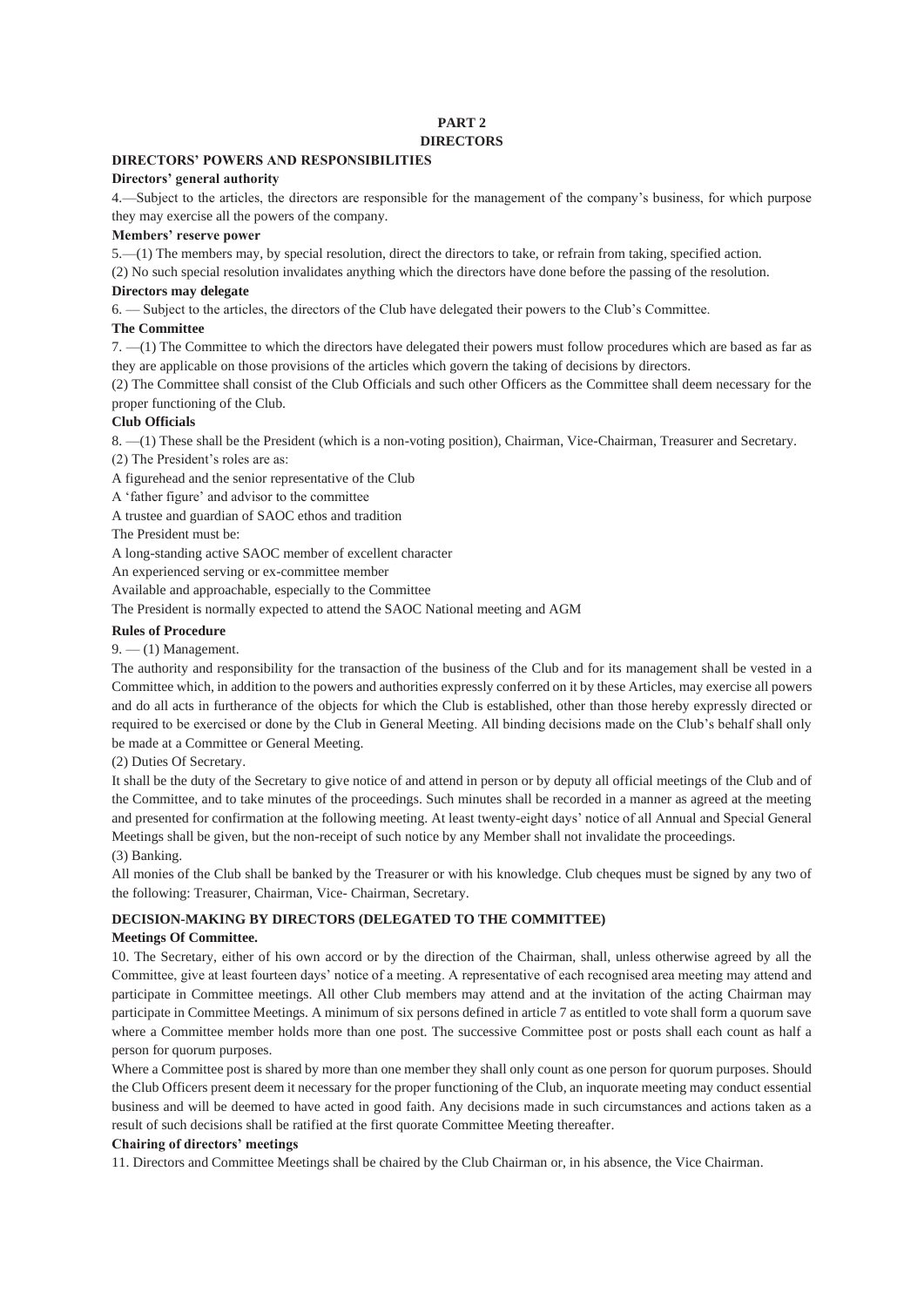# PART 2
# DIRECTORS

## DIRECTORS' POWERS AND RESPONSIBILITIES

### Directors' general authority

4.—Subject to the articles, the directors are responsible for the management of the company's business, for which purpose they may exercise all the powers of the company.

### Members' reserve power

5.—(1) The members may, by special resolution, direct the directors to take, or refrain from taking, specified action.

(2) No such special resolution invalidates anything which the directors have done before the passing of the resolution.

### Directors may delegate

6. — Subject to the articles, the directors of the Club have delegated their powers to the Club's Committee.

### The Committee

7. —(1) The Committee to which the directors have delegated their powers must follow procedures which are based as far as they are applicable on those provisions of the articles which govern the taking of decisions by directors.

(2) The Committee shall consist of the Club Officials and such other Officers as the Committee shall deem necessary for the proper functioning of the Club.

### Club Officials

8. —(1) These shall be the President (which is a non-voting position), Chairman, Vice-Chairman, Treasurer and Secretary.

(2) The President's roles are as:

A figurehead and the senior representative of the Club

A 'father figure' and advisor to the committee

A trustee and guardian of SAOC ethos and tradition

The President must be:

A long-standing active SAOC member of excellent character

An experienced serving or ex-committee member

Available and approachable, especially to the Committee

The President is normally expected to attend the SAOC National meeting and AGM

### Rules of Procedure

9. — (1) Management.

The authority and responsibility for the transaction of the business of the Club and for its management shall be vested in a Committee which, in addition to the powers and authorities expressly conferred on it by these Articles, may exercise all powers and do all acts in furtherance of the objects for which the Club is established, other than those hereby expressly directed or required to be exercised or done by the Club in General Meeting. All binding decisions made on the Club's behalf shall only be made at a Committee or General Meeting.

(2) Duties Of Secretary.

It shall be the duty of the Secretary to give notice of and attend in person or by deputy all official meetings of the Club and of the Committee, and to take minutes of the proceedings. Such minutes shall be recorded in a manner as agreed at the meeting and presented for confirmation at the following meeting. At least twenty-eight days' notice of all Annual and Special General Meetings shall be given, but the non-receipt of such notice by any Member shall not invalidate the proceedings.

(3) Banking.

All monies of the Club shall be banked by the Treasurer or with his knowledge. Club cheques must be signed by any two of the following: Treasurer, Chairman, Vice- Chairman, Secretary.

## DECISION-MAKING BY DIRECTORS (DELEGATED TO THE COMMITTEE)

### Meetings Of Committee.

10. The Secretary, either of his own accord or by the direction of the Chairman, shall, unless otherwise agreed by all the Committee, give at least fourteen days' notice of a meeting. A representative of each recognised area meeting may attend and participate in Committee meetings. All other Club members may attend and at the invitation of the acting Chairman may participate in Committee Meetings. A minimum of six persons defined in article 7 as entitled to vote shall form a quorum save where a Committee member holds more than one post. The successive Committee post or posts shall each count as half a person for quorum purposes.

Where a Committee post is shared by more than one member they shall only count as one person for quorum purposes. Should the Club Officers present deem it necessary for the proper functioning of the Club, an inquorate meeting may conduct essential business and will be deemed to have acted in good faith. Any decisions made in such circumstances and actions taken as a result of such decisions shall be ratified at the first quorate Committee Meeting thereafter.

### Chairing of directors' meetings

11. Directors and Committee Meetings shall be chaired by the Club Chairman or, in his absence, the Vice Chairman.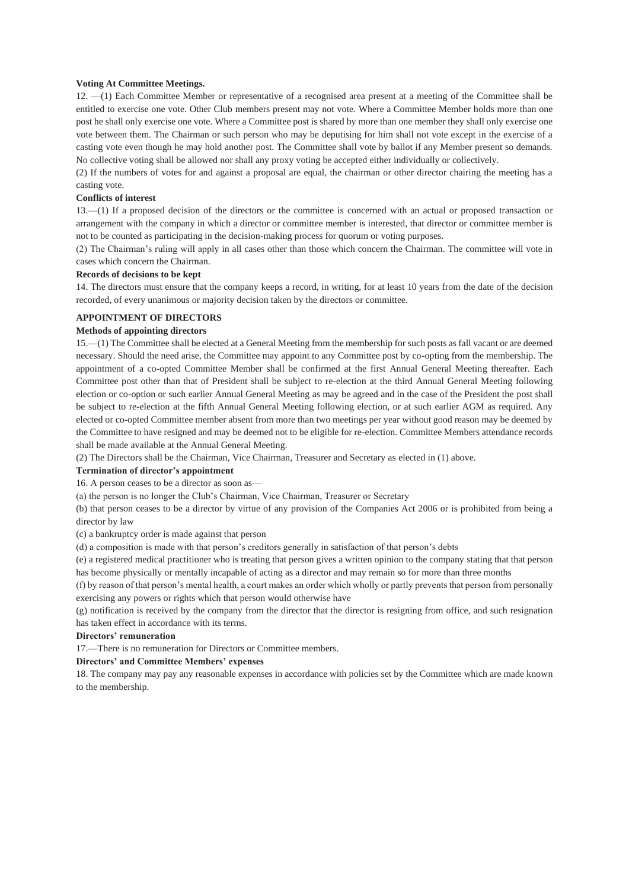**Voting At Committee Meetings.**

12. —(1) Each Committee Member or representative of a recognised area present at a meeting of the Committee shall be entitled to exercise one vote. Other Club members present may not vote. Where a Committee Member holds more than one post he shall only exercise one vote. Where a Committee post is shared by more than one member they shall only exercise one vote between them. The Chairman or such person who may be deputising for him shall not vote except in the exercise of a casting vote even though he may hold another post. The Committee shall vote by ballot if any Member present so demands. No collective voting shall be allowed nor shall any proxy voting be accepted either individually or collectively.

(2) If the numbers of votes for and against a proposal are equal, the chairman or other director chairing the meeting has a casting vote.

**Conflicts of interest**

13.—(1) If a proposed decision of the directors or the committee is concerned with an actual or proposed transaction or arrangement with the company in which a director or committee member is interested, that director or committee member is not to be counted as participating in the decision-making process for quorum or voting purposes.

(2) The Chairman's ruling will apply in all cases other than those which concern the Chairman. The committee will vote in cases which concern the Chairman.

**Records of decisions to be kept**

14. The directors must ensure that the company keeps a record, in writing, for at least 10 years from the date of the decision recorded, of every unanimous or majority decision taken by the directors or committee.

**APPOINTMENT OF DIRECTORS**

**Methods of appointing directors**

15.—(1) The Committee shall be elected at a General Meeting from the membership for such posts as fall vacant or are deemed necessary. Should the need arise, the Committee may appoint to any Committee post by co-opting from the membership. The appointment of a co-opted Committee Member shall be confirmed at the first Annual General Meeting thereafter. Each Committee post other than that of President shall be subject to re-election at the third Annual General Meeting following election or co-option or such earlier Annual General Meeting as may be agreed and in the case of the President the post shall be subject to re-election at the fifth Annual General Meeting following election, or at such earlier AGM as required. Any elected or co-opted Committee member absent from more than two meetings per year without good reason may be deemed by the Committee to have resigned and may be deemed not to be eligible for re-election. Committee Members attendance records shall be made available at the Annual General Meeting.

(2) The Directors shall be the Chairman, Vice Chairman, Treasurer and Secretary as elected in (1) above.

**Termination of director's appointment**

16. A person ceases to be a director as soon as—

(a) the person is no longer the Club's Chairman, Vice Chairman, Treasurer or Secretary

(b) that person ceases to be a director by virtue of any provision of the Companies Act 2006 or is prohibited from being a director by law

(c) a bankruptcy order is made against that person

(d) a composition is made with that person's creditors generally in satisfaction of that person's debts

(e) a registered medical practitioner who is treating that person gives a written opinion to the company stating that that person has become physically or mentally incapable of acting as a director and may remain so for more than three months

(f) by reason of that person's mental health, a court makes an order which wholly or partly prevents that person from personally exercising any powers or rights which that person would otherwise have

(g) notification is received by the company from the director that the director is resigning from office, and such resignation has taken effect in accordance with its terms.

**Directors' remuneration**

17.—There is no remuneration for Directors or Committee members.

**Directors' and Committee Members' expenses**

18. The company may pay any reasonable expenses in accordance with policies set by the Committee which are made known to the membership.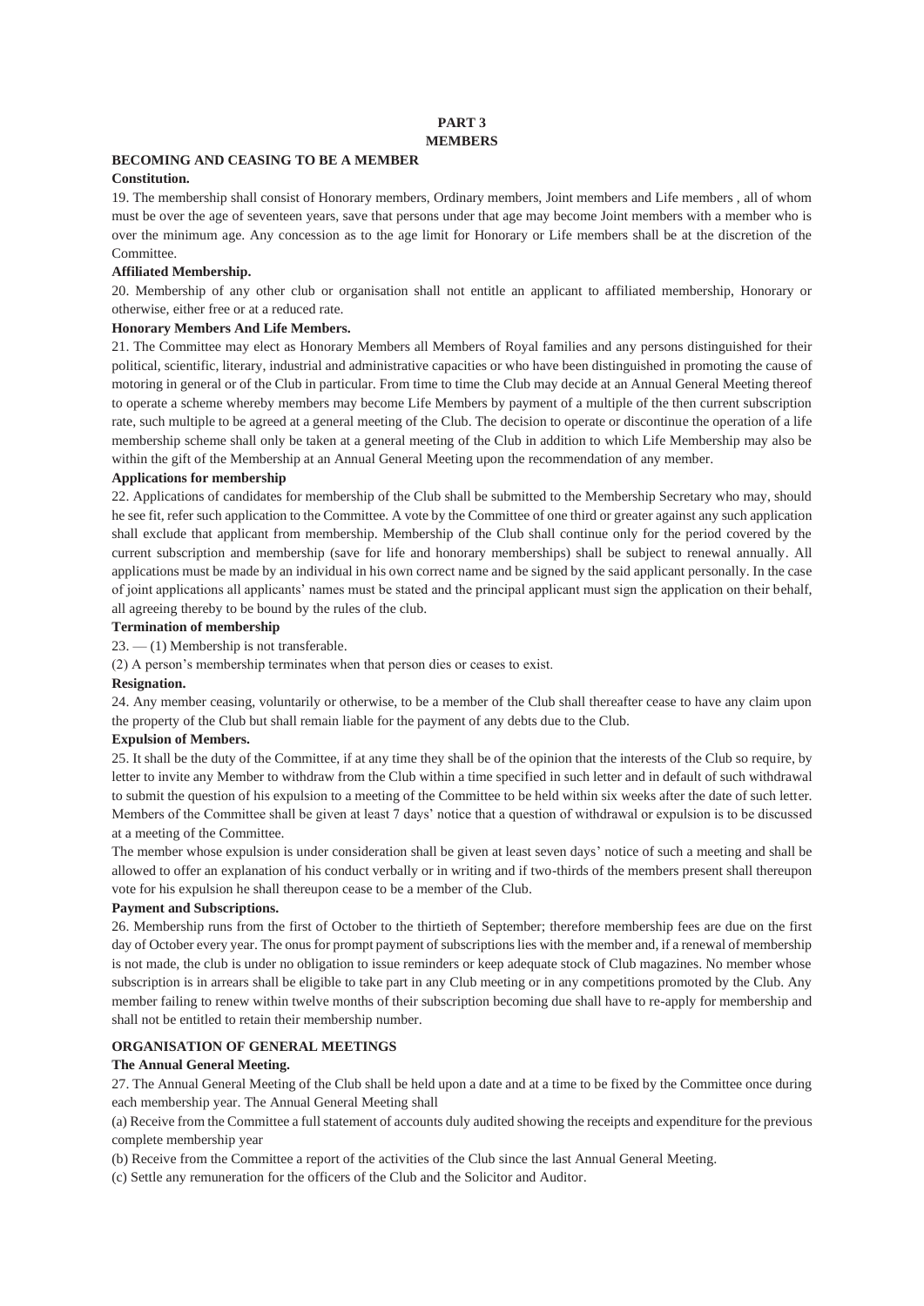# PART 3
# MEMBERS

## BECOMING AND CEASING TO BE A MEMBER

### Constitution.

19. The membership shall consist of Honorary members, Ordinary members, Joint members and Life members , all of whom must be over the age of seventeen years, save that persons under that age may become Joint members with a member who is over the minimum age. Any concession as to the age limit for Honorary or Life members shall be at the discretion of the Committee.

### Affiliated Membership.

20. Membership of any other club or organisation shall not entitle an applicant to affiliated membership, Honorary or otherwise, either free or at a reduced rate.

### Honorary Members And Life Members.

21. The Committee may elect as Honorary Members all Members of Royal families and any persons distinguished for their political, scientific, literary, industrial and administrative capacities or who have been distinguished in promoting the cause of motoring in general or of the Club in particular. From time to time the Club may decide at an Annual General Meeting thereof to operate a scheme whereby members may become Life Members by payment of a multiple of the then current subscription rate, such multiple to be agreed at a general meeting of the Club. The decision to operate or discontinue the operation of a life membership scheme shall only be taken at a general meeting of the Club in addition to which Life Membership may also be within the gift of the Membership at an Annual General Meeting upon the recommendation of any member.

### Applications for membership

22. Applications of candidates for membership of the Club shall be submitted to the Membership Secretary who may, should he see fit, refer such application to the Committee. A vote by the Committee of one third or greater against any such application shall exclude that applicant from membership. Membership of the Club shall continue only for the period covered by the current subscription and membership (save for life and honorary memberships) shall be subject to renewal annually. All applications must be made by an individual in his own correct name and be signed by the said applicant personally. In the case of joint applications all applicants' names must be stated and the principal applicant must sign the application on their behalf, all agreeing thereby to be bound by the rules of the club.

### Termination of membership

23. — (1) Membership is not transferable.

(2) A person's membership terminates when that person dies or ceases to exist.

### Resignation.

24. Any member ceasing, voluntarily or otherwise, to be a member of the Club shall thereafter cease to have any claim upon the property of the Club but shall remain liable for the payment of any debts due to the Club.

### Expulsion of Members.

25. It shall be the duty of the Committee, if at any time they shall be of the opinion that the interests of the Club so require, by letter to invite any Member to withdraw from the Club within a time specified in such letter and in default of such withdrawal to submit the question of his expulsion to a meeting of the Committee to be held within six weeks after the date of such letter. Members of the Committee shall be given at least 7 days' notice that a question of withdrawal or expulsion is to be discussed at a meeting of the Committee.

The member whose expulsion is under consideration shall be given at least seven days' notice of such a meeting and shall be allowed to offer an explanation of his conduct verbally or in writing and if two-thirds of the members present shall thereupon vote for his expulsion he shall thereupon cease to be a member of the Club.

### Payment and Subscriptions.

26. Membership runs from the first of October to the thirtieth of September; therefore membership fees are due on the first day of October every year. The onus for prompt payment of subscriptions lies with the member and, if a renewal of membership is not made, the club is under no obligation to issue reminders or keep adequate stock of Club magazines. No member whose subscription is in arrears shall be eligible to take part in any Club meeting or in any competitions promoted by the Club. Any member failing to renew within twelve months of their subscription becoming due shall have to re-apply for membership and shall not be entitled to retain their membership number.

## ORGANISATION OF GENERAL MEETINGS

### The Annual General Meeting.

27. The Annual General Meeting of the Club shall be held upon a date and at a time to be fixed by the Committee once during each membership year. The Annual General Meeting shall

(a) Receive from the Committee a full statement of accounts duly audited showing the receipts and expenditure for the previous complete membership year

(b) Receive from the Committee a report of the activities of the Club since the last Annual General Meeting.

(c) Settle any remuneration for the officers of the Club and the Solicitor and Auditor.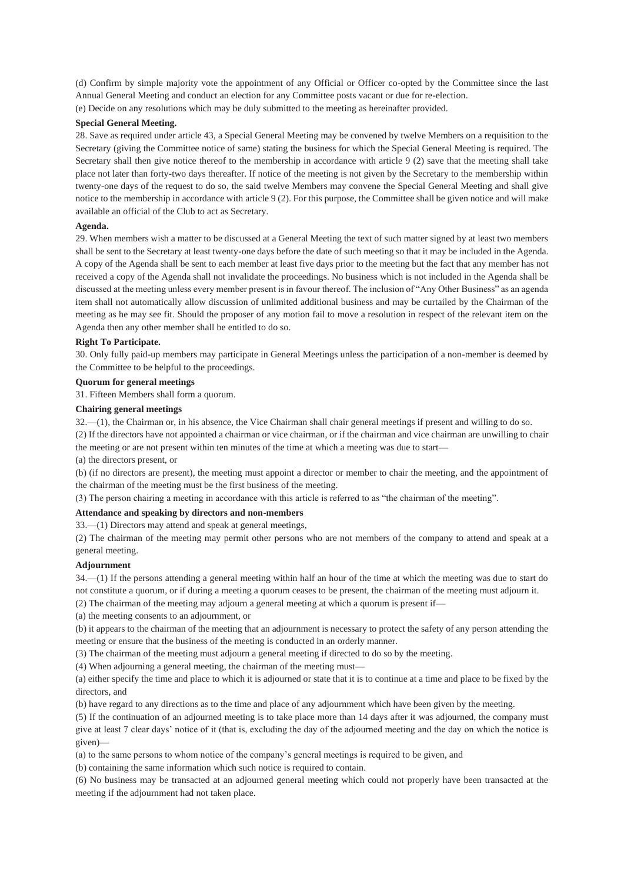(d) Confirm by simple majority vote the appointment of any Official or Officer co-opted by the Committee since the last Annual General Meeting and conduct an election for any Committee posts vacant or due for re-election.

(e) Decide on any resolutions which may be duly submitted to the meeting as hereinafter provided.

**Special General Meeting.**

28. Save as required under article 43, a Special General Meeting may be convened by twelve Members on a requisition to the Secretary (giving the Committee notice of same) stating the business for which the Special General Meeting is required. The Secretary shall then give notice thereof to the membership in accordance with article 9 (2) save that the meeting shall take place not later than forty-two days thereafter. If notice of the meeting is not given by the Secretary to the membership within twenty-one days of the request to do so, the said twelve Members may convene the Special General Meeting and shall give notice to the membership in accordance with article 9 (2). For this purpose, the Committee shall be given notice and will make available an official of the Club to act as Secretary.

**Agenda.**

29. When members wish a matter to be discussed at a General Meeting the text of such matter signed by at least two members shall be sent to the Secretary at least twenty-one days before the date of such meeting so that it may be included in the Agenda. A copy of the Agenda shall be sent to each member at least five days prior to the meeting but the fact that any member has not received a copy of the Agenda shall not invalidate the proceedings. No business which is not included in the Agenda shall be discussed at the meeting unless every member present is in favour thereof. The inclusion of "Any Other Business" as an agenda item shall not automatically allow discussion of unlimited additional business and may be curtailed by the Chairman of the meeting as he may see fit. Should the proposer of any motion fail to move a resolution in respect of the relevant item on the Agenda then any other member shall be entitled to do so.

**Right To Participate.**

30. Only fully paid-up members may participate in General Meetings unless the participation of a non-member is deemed by the Committee to be helpful to the proceedings.

**Quorum for general meetings**

31. Fifteen Members shall form a quorum.

**Chairing general meetings**

32.—(1), the Chairman or, in his absence, the Vice Chairman shall chair general meetings if present and willing to do so.

(2) If the directors have not appointed a chairman or vice chairman, or if the chairman and vice chairman are unwilling to chair the meeting or are not present within ten minutes of the time at which a meeting was due to start—

(a) the directors present, or

(b) (if no directors are present), the meeting must appoint a director or member to chair the meeting, and the appointment of the chairman of the meeting must be the first business of the meeting.

(3) The person chairing a meeting in accordance with this article is referred to as "the chairman of the meeting".

**Attendance and speaking by directors and non-members**

33.—(1) Directors may attend and speak at general meetings,

(2) The chairman of the meeting may permit other persons who are not members of the company to attend and speak at a general meeting.

**Adjournment**

34.—(1) If the persons attending a general meeting within half an hour of the time at which the meeting was due to start do not constitute a quorum, or if during a meeting a quorum ceases to be present, the chairman of the meeting must adjourn it.

(2) The chairman of the meeting may adjourn a general meeting at which a quorum is present if—

(a) the meeting consents to an adjournment, or

(b) it appears to the chairman of the meeting that an adjournment is necessary to protect the safety of any person attending the meeting or ensure that the business of the meeting is conducted in an orderly manner.

(3) The chairman of the meeting must adjourn a general meeting if directed to do so by the meeting.

(4) When adjourning a general meeting, the chairman of the meeting must—

(a) either specify the time and place to which it is adjourned or state that it is to continue at a time and place to be fixed by the directors, and

(b) have regard to any directions as to the time and place of any adjournment which have been given by the meeting.

(5) If the continuation of an adjourned meeting is to take place more than 14 days after it was adjourned, the company must give at least 7 clear days' notice of it (that is, excluding the day of the adjourned meeting and the day on which the notice is given)—

(a) to the same persons to whom notice of the company's general meetings is required to be given, and

(b) containing the same information which such notice is required to contain.

(6) No business may be transacted at an adjourned general meeting which could not properly have been transacted at the meeting if the adjournment had not taken place.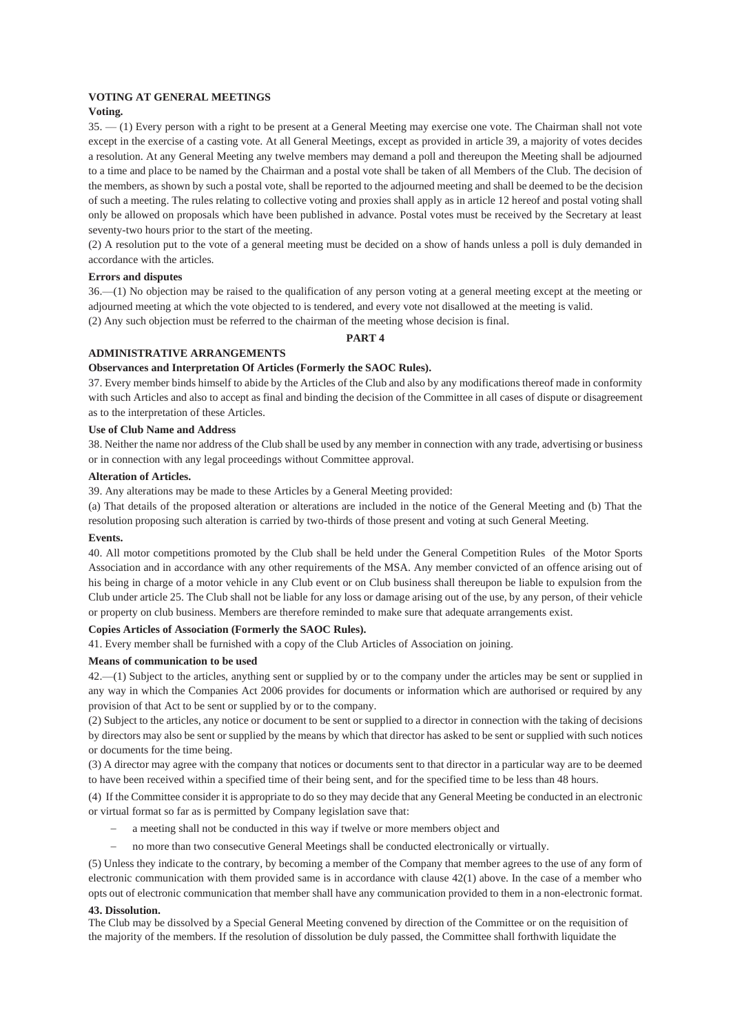## VOTING AT GENERAL MEETINGS

**Voting.**

35. — (1) Every person with a right to be present at a General Meeting may exercise one vote. The Chairman shall not vote except in the exercise of a casting vote. At all General Meetings, except as provided in article 39, a majority of votes decides a resolution. At any General Meeting any twelve members may demand a poll and thereupon the Meeting shall be adjourned to a time and place to be named by the Chairman and a postal vote shall be taken of all Members of the Club. The decision of the members, as shown by such a postal vote, shall be reported to the adjourned meeting and shall be deemed to be the decision of such a meeting. The rules relating to collective voting and proxies shall apply as in article 12 hereof and postal voting shall only be allowed on proposals which have been published in advance. Postal votes must be received by the Secretary at least seventy-two hours prior to the start of the meeting.

(2) A resolution put to the vote of a general meeting must be decided on a show of hands unless a poll is duly demanded in accordance with the articles.

**Errors and disputes**

36.—(1) No objection may be raised to the qualification of any person voting at a general meeting except at the meeting or adjourned meeting at which the vote objected to is tendered, and every vote not disallowed at the meeting is valid.

(2) Any such objection must be referred to the chairman of the meeting whose decision is final.

**PART 4**

## ADMINISTRATIVE ARRANGEMENTS

**Observances and Interpretation Of Articles (Formerly the SAOC Rules).**

37. Every member binds himself to abide by the Articles of the Club and also by any modifications thereof made in conformity with such Articles and also to accept as final and binding the decision of the Committee in all cases of dispute or disagreement as to the interpretation of these Articles.

**Use of Club Name and Address**

38. Neither the name nor address of the Club shall be used by any member in connection with any trade, advertising or business or in connection with any legal proceedings without Committee approval.

**Alteration of Articles.**

39. Any alterations may be made to these Articles by a General Meeting provided:

(a) That details of the proposed alteration or alterations are included in the notice of the General Meeting and (b) That the resolution proposing such alteration is carried by two-thirds of those present and voting at such General Meeting.

**Events.**

40. All motor competitions promoted by the Club shall be held under the General Competition Rules of the Motor Sports Association and in accordance with any other requirements of the MSA. Any member convicted of an offence arising out of his being in charge of a motor vehicle in any Club event or on Club business shall thereupon be liable to expulsion from the Club under article 25. The Club shall not be liable for any loss or damage arising out of the use, by any person, of their vehicle or property on club business. Members are therefore reminded to make sure that adequate arrangements exist.

**Copies Articles of Association (Formerly the SAOC Rules).**

41. Every member shall be furnished with a copy of the Club Articles of Association on joining.

**Means of communication to be used**

42.—(1) Subject to the articles, anything sent or supplied by or to the company under the articles may be sent or supplied in any way in which the Companies Act 2006 provides for documents or information which are authorised or required by any provision of that Act to be sent or supplied by or to the company.

(2) Subject to the articles, any notice or document to be sent or supplied to a director in connection with the taking of decisions by directors may also be sent or supplied by the means by which that director has asked to be sent or supplied with such notices or documents for the time being.

(3) A director may agree with the company that notices or documents sent to that director in a particular way are to be deemed to have been received within a specified time of their being sent, and for the specified time to be less than 48 hours.

(4) If the Committee consider it is appropriate to do so they may decide that any General Meeting be conducted in an electronic or virtual format so far as is permitted by Company legislation save that:

- a meeting shall not be conducted in this way if twelve or more members object and
- no more than two consecutive General Meetings shall be conducted electronically or virtually.

(5) Unless they indicate to the contrary, by becoming a member of the Company that member agrees to the use of any form of electronic communication with them provided same is in accordance with clause 42(1) above. In the case of a member who opts out of electronic communication that member shall have any communication provided to them in a non-electronic format.

**43. Dissolution.**

The Club may be dissolved by a Special General Meeting convened by direction of the Committee or on the requisition of the majority of the members. If the resolution of dissolution be duly passed, the Committee shall forthwith liquidate the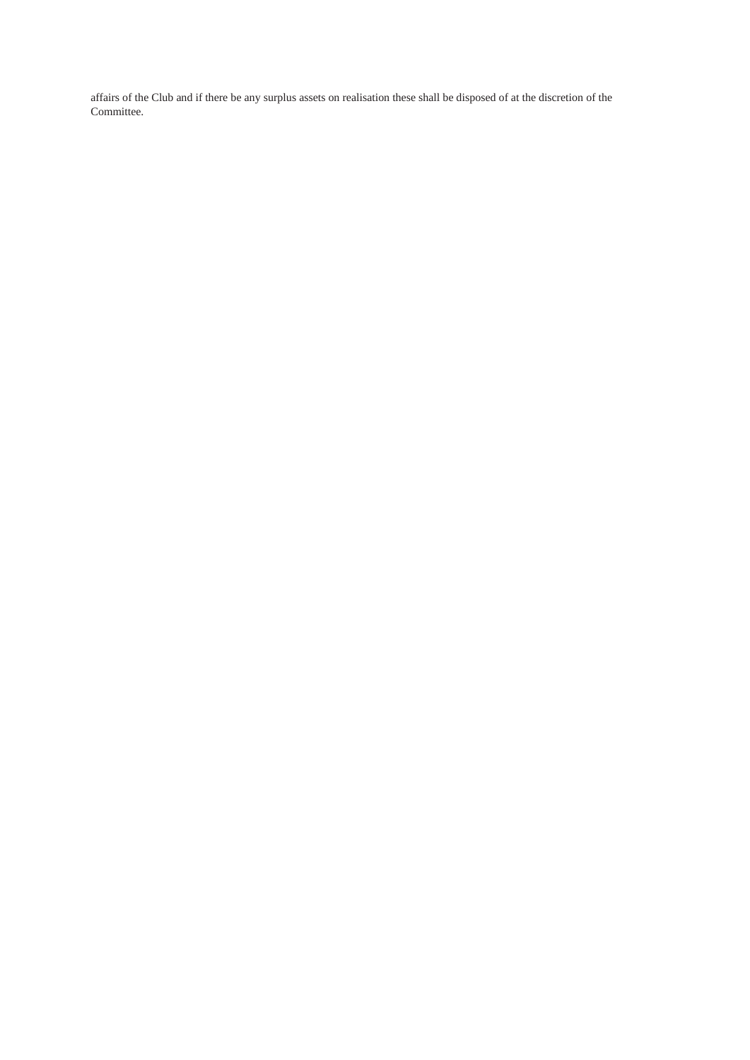affairs of the Club and if there be any surplus assets on realisation these shall be disposed of at the discretion of the Committee.